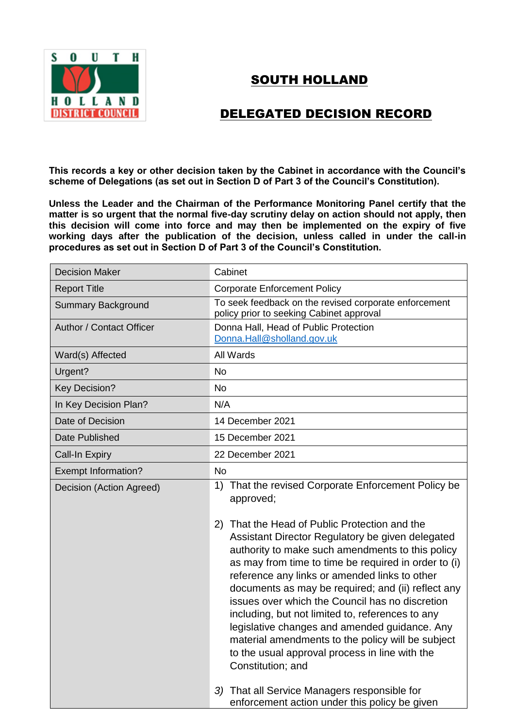# SOUTH HOLLAND

## DELEGATED DECISION RECORD

**This records a key or other decision taken by the Cabinet in accordance with the Council's scheme of Delegations (as set out in Section D of Part 3 of the Council's Constitution).**

**Unless the Leader and the Chairman of the Performance Monitoring Panel certify that the matter is so urgent that the normal five-day scrutiny delay on action should not apply, then this decision will come into force and may then be implemented on the expiry of five working days after the publication of the decision, unless called in under the call-in procedures as set out in Section D of Part 3 of the Council's Constitution.**

| | |
|---|---|
| Decision Maker | Cabinet |
| Report Title | Corporate Enforcement Policy |
| Summary Background | To seek feedback on the revised corporate enforcement policy prior to seeking Cabinet approval |
| Author / Contact Officer | Donna Hall, Head of Public Protection<br>Donna.Hall@sholland.gov.uk |
| Ward(s) Affected | All Wards |
| Urgent? | No |
| Key Decision? | No |
| In Key Decision Plan? | N/A |
| Date of Decision | 14 December 2021 |
| Date Published | 15 December 2021 |
| Call-In Expiry | 22 December 2021 |
| Exempt Information? | No |
| Decision (Action Agreed) | 1) That the revised Corporate Enforcement Policy be approved;<br><br>2) That the Head of Public Protection and the Assistant Director Regulatory be given delegated authority to make such amendments to this policy as may from time to time be required in order to (i) reference any links or amended links to other documents as may be required; and (ii) reflect any issues over which the Council has no discretion including, but not limited to, references to any legislative changes and amended guidance. Any material amendments to the policy will be subject to the usual approval process in line with the Constitution; and<br><br>*3)* That all Service Managers responsible for enforcement action under this policy be given |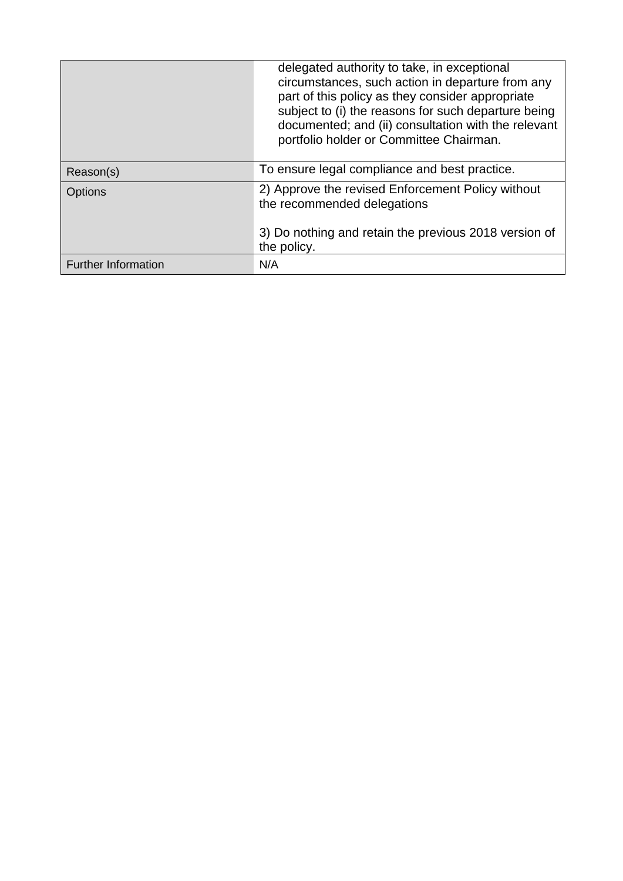| | |
|---|---|
| | delegated authority to take, in exceptional circumstances, such action in departure from any part of this policy as they consider appropriate subject to (i) the reasons for such departure being documented; and (ii) consultation with the relevant portfolio holder or Committee Chairman. |
| Reason(s) | To ensure legal compliance and best practice. |
| Options | 2) Approve the revised Enforcement Policy without the recommended delegations<br><br>3) Do nothing and retain the previous 2018 version of the policy. |
| Further Information | N/A |